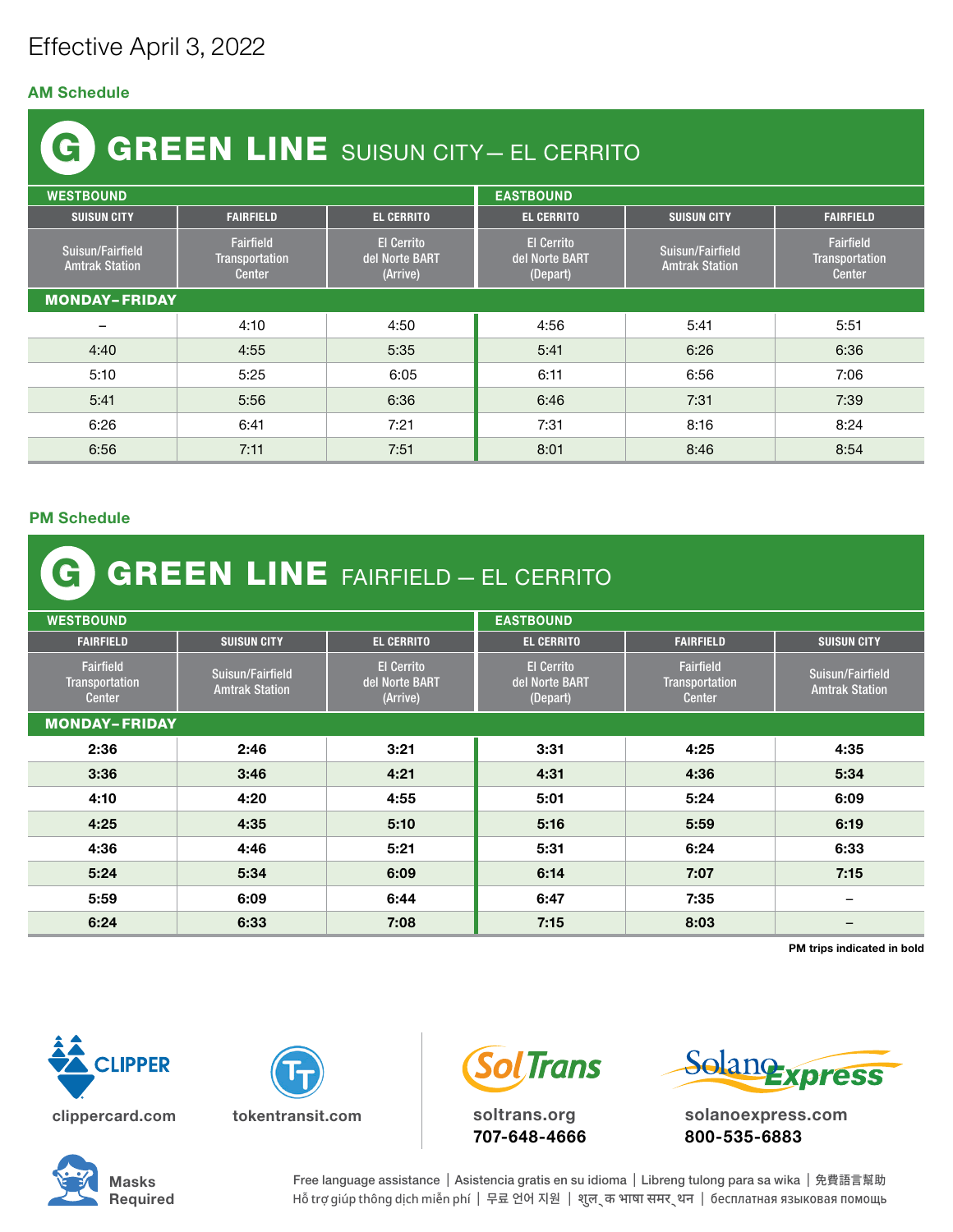Effective April 3, 2022

## AM Schedule

## G GREEN LINE SUISUN CITY— EL CERRITO

| WESTBOUND | | | EASTBOUND | | |
|---|---|---|---|---|---|
| SUISUN CITY | FAIRFIELD | EL CERRITO | EL CERRITO | SUISUN CITY | FAIRFIELD |
| Suisun/Fairfield Amtrak Station | Fairfield Transportation Center | El Cerrito del Norte BART (Arrive) | El Cerrito del Norte BART (Depart) | Suisun/Fairfield Amtrak Station | Fairfield Transportation Center |
| **MONDAY–FRIDAY** | | | | | |
| – | 4:10 | 4:50 | 4:56 | 5:41 | 5:51 |
| 4:40 | 4:55 | 5:35 | 5:41 | 6:26 | 6:36 |
| 5:10 | 5:25 | 6:05 | 6:11 | 6:56 | 7:06 |
| 5:41 | 5:56 | 6:36 | 6:46 | 7:31 | 7:39 |
| 6:26 | 6:41 | 7:21 | 7:31 | 8:16 | 8:24 |
| 6:56 | 7:11 | 7:51 | 8:01 | 8:46 | 8:54 |

## PM Schedule

## G GREEN LINE FAIRFIELD — EL CERRITO

| WESTBOUND | | | EASTBOUND | | |
|---|---|---|---|---|---|
| FAIRFIELD | SUISUN CITY | EL CERRITO | EL CERRITO | FAIRFIELD | SUISUN CITY |
| Fairfield Transportation Center | Suisun/Fairfield Amtrak Station | El Cerrito del Norte BART (Arrive) | El Cerrito del Norte BART (Depart) | Fairfield Transportation Center | Suisun/Fairfield Amtrak Station |
| **MONDAY–FRIDAY** | | | | | |
| **2:36** | **2:46** | **3:21** | **3:31** | **4:25** | **4:35** |
| **3:36** | **3:46** | **4:21** | **4:31** | **4:36** | **5:34** |
| **4:10** | **4:20** | **4:55** | **5:01** | **5:24** | **6:09** |
| **4:25** | **4:35** | **5:10** | **5:16** | **5:59** | **6:19** |
| **4:36** | **4:46** | **5:21** | **5:31** | **6:24** | **6:33** |
| **5:24** | **5:34** | **6:09** | **6:14** | **7:07** | **7:15** |
| **5:59** | **6:09** | **6:44** | **6:47** | **7:35** | – |
| **6:24** | **6:33** | **7:08** | **7:15** | **8:03** | – |

**PM trips indicated in bold**

CLIPPER
clippercard.com

tokentransit.com

SolTrans
soltrans.org
707-648-4666

SolanoExpress
solanoexpress.com
800-535-6883

Masks Required

Free language assistance | Asistencia gratis en su idioma | Libreng tulong para sa wika | 免費語言幫助
Hỗ trợ giúp thông dịch miễn phí | 무료 언어 지원 | शुल्क भाषा समर्थन | бесплатная языковая помощь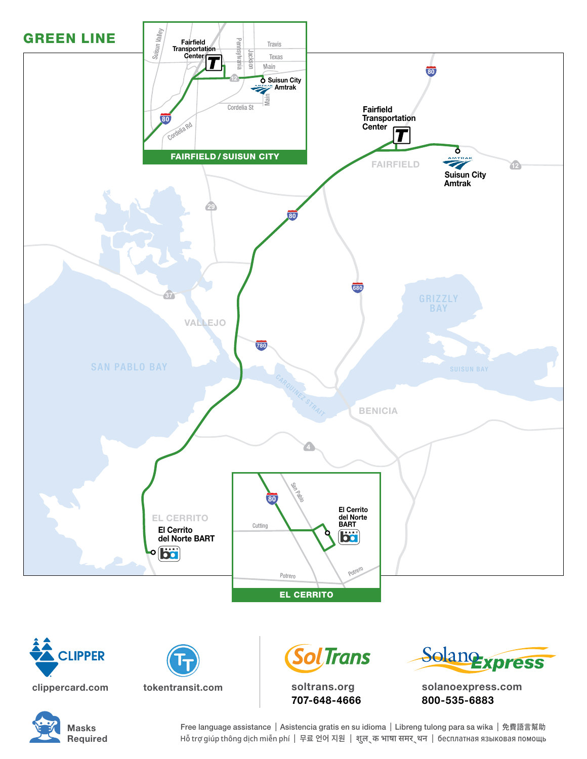# GREEN LINE

FAIRFIELD / SUISUN CITY

Fairfield Transportation Center

Suisun City Amtrak

Suisun Valley

Pennsylvania

Jackson

Travis

Texas

Main

Cordelia St

Cordelia Rd

80

12

Fairfield Transportation Center

FAIRFIELD

Suisun City Amtrak

80

12

29

680

GRIZZLY BAY

SUISUN BAY

37

VALLEJO

780

SAN PABLO BAY

CARQUINEZ STRAIT

BENICIA

4

EL CERRITO

El Cerrito del Norte BART

EL CERRITO

80

San Pablo

Cutting

El Cerrito del Norte BART

Potrero

Potrero

clippercard.com

tokentransit.com

soltrans.org
707-648-4666

solanoexpress.com
800-535-6883

Masks Required

Free language assistance | Asistencia gratis en su idioma | Libreng tulong para sa wika | 免費語言幫助
Hỗ trợ giúp thông dịch miễn phí | 무료 언어 지원 | शुल्क भाषा समर्थन | бесплатная языковая помощь